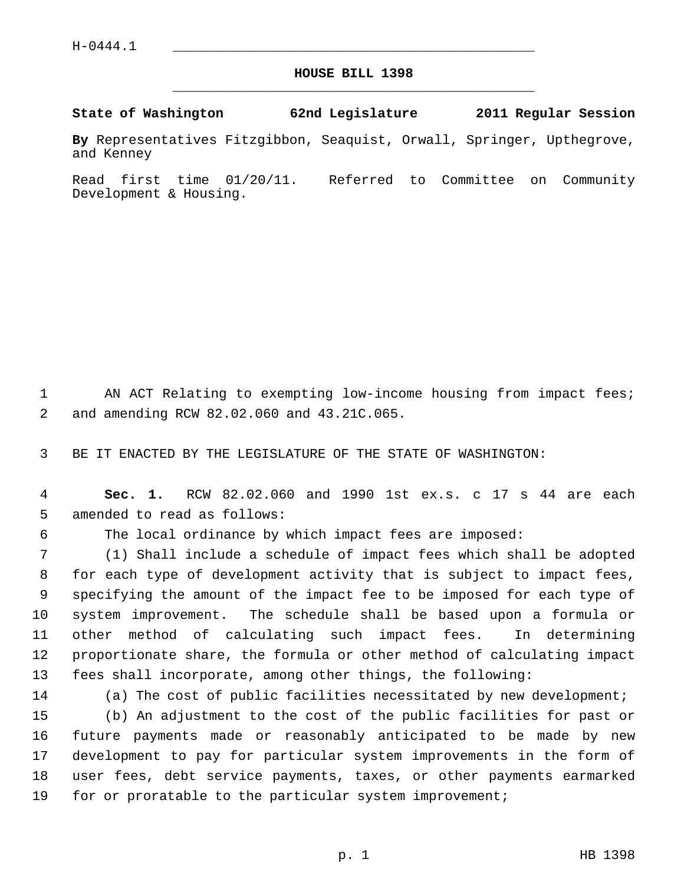H-0444.1

# HOUSE BILL 1398

**State of Washington 62nd Legislature 2011 Regular Session**

**By** Representatives Fitzgibbon, Seaquist, Orwall, Springer, Upthegrove, and Kenney

Read first time 01/20/11. Referred to Committee on Community Development & Housing.

AN ACT Relating to exempting low-income housing from impact fees; and amending RCW 82.02.060 and 43.21C.065.

BE IT ENACTED BY THE LEGISLATURE OF THE STATE OF WASHINGTON:

**Sec. 1.** RCW 82.02.060 and 1990 1st ex.s. c 17 s 44 are each amended to read as follows:

The local ordinance by which impact fees are imposed:

(1) Shall include a schedule of impact fees which shall be adopted for each type of development activity that is subject to impact fees, specifying the amount of the impact fee to be imposed for each type of system improvement. The schedule shall be based upon a formula or other method of calculating such impact fees. In determining proportionate share, the formula or other method of calculating impact fees shall incorporate, among other things, the following:

(a) The cost of public facilities necessitated by new development;

(b) An adjustment to the cost of the public facilities for past or future payments made or reasonably anticipated to be made by new development to pay for particular system improvements in the form of user fees, debt service payments, taxes, or other payments earmarked for or proratable to the particular system improvement;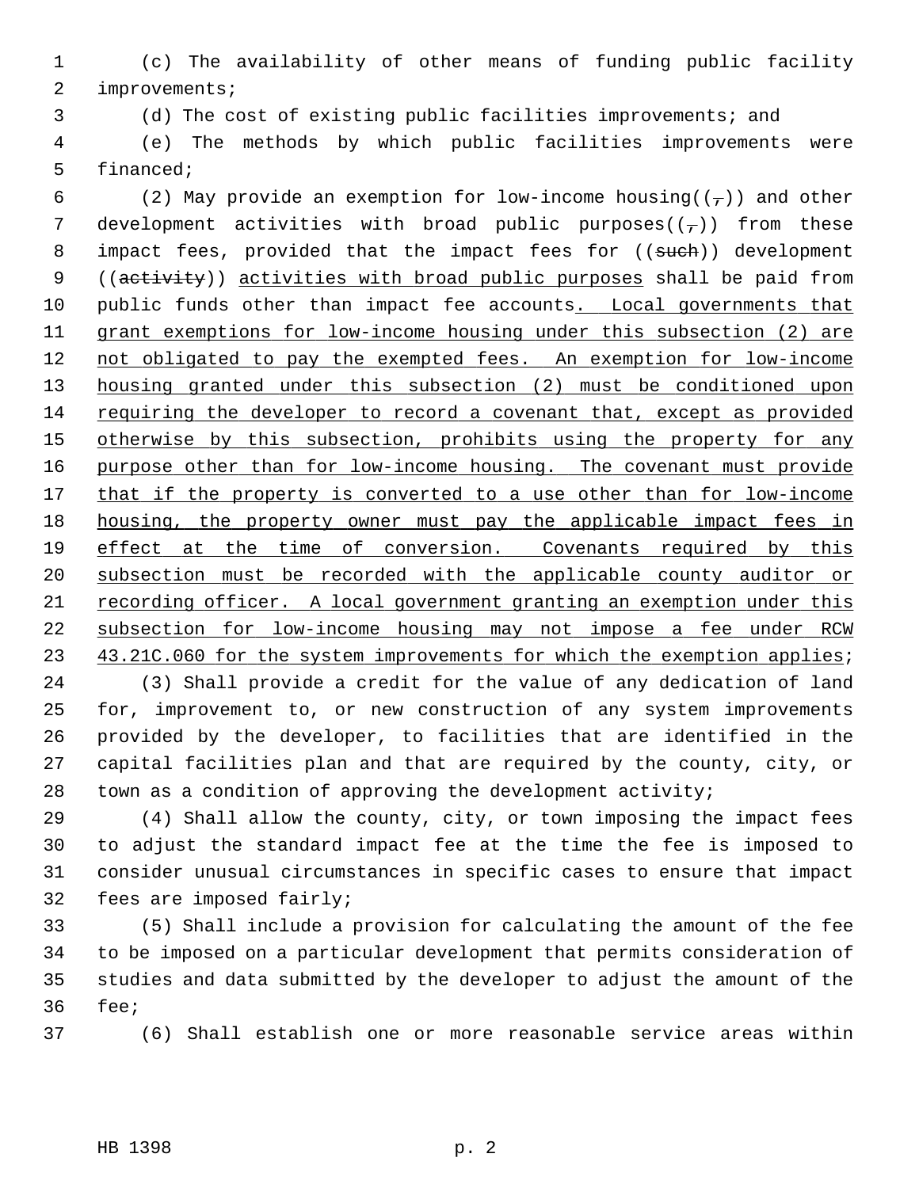(c) The availability of other means of funding public facility improvements;

(d) The cost of existing public facilities improvements; and

(e) The methods by which public facilities improvements were financed;

(2) May provide an exemption for low-income housing((,)) and other development activities with broad public purposes((,)) from these impact fees, provided that the impact fees for ((such)) development ((activity)) activities with broad public purposes shall be paid from public funds other than impact fee accounts. Local governments that grant exemptions for low-income housing under this subsection (2) are not obligated to pay the exempted fees. An exemption for low-income housing granted under this subsection (2) must be conditioned upon requiring the developer to record a covenant that, except as provided otherwise by this subsection, prohibits using the property for any purpose other than for low-income housing. The covenant must provide that if the property is converted to a use other than for low-income housing, the property owner must pay the applicable impact fees in effect at the time of conversion. Covenants required by this subsection must be recorded with the applicable county auditor or recording officer. A local government granting an exemption under this subsection for low-income housing may not impose a fee under RCW 43.21C.060 for the system improvements for which the exemption applies;

(3) Shall provide a credit for the value of any dedication of land for, improvement to, or new construction of any system improvements provided by the developer, to facilities that are identified in the capital facilities plan and that are required by the county, city, or town as a condition of approving the development activity;

(4) Shall allow the county, city, or town imposing the impact fees to adjust the standard impact fee at the time the fee is imposed to consider unusual circumstances in specific cases to ensure that impact fees are imposed fairly;

(5) Shall include a provision for calculating the amount of the fee to be imposed on a particular development that permits consideration of studies and data submitted by the developer to adjust the amount of the fee;

(6) Shall establish one or more reasonable service areas within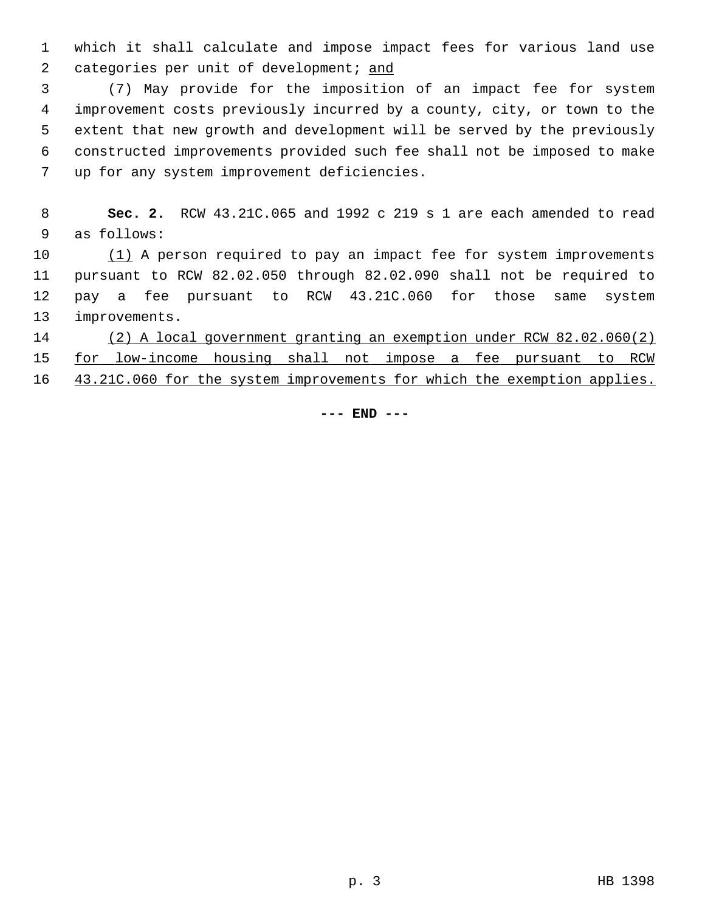which it shall calculate and impose impact fees for various land use categories per unit of development; <u>and</u>

(7) May provide for the imposition of an impact fee for system improvement costs previously incurred by a county, city, or town to the extent that new growth and development will be served by the previously constructed improvements provided such fee shall not be imposed to make up for any system improvement deficiencies.

**Sec. 2.** RCW 43.21C.065 and 1992 c 219 s 1 are each amended to read as follows:

<u>(1)</u> A person required to pay an impact fee for system improvements pursuant to RCW 82.02.050 through 82.02.090 shall not be required to pay a fee pursuant to RCW 43.21C.060 for those same system improvements.

<u>(2) A local government granting an exemption under RCW 82.02.060(2) for low-income housing shall not impose a fee pursuant to RCW 43.21C.060 for the system improvements for which the exemption applies.</u>

**--- END ---**